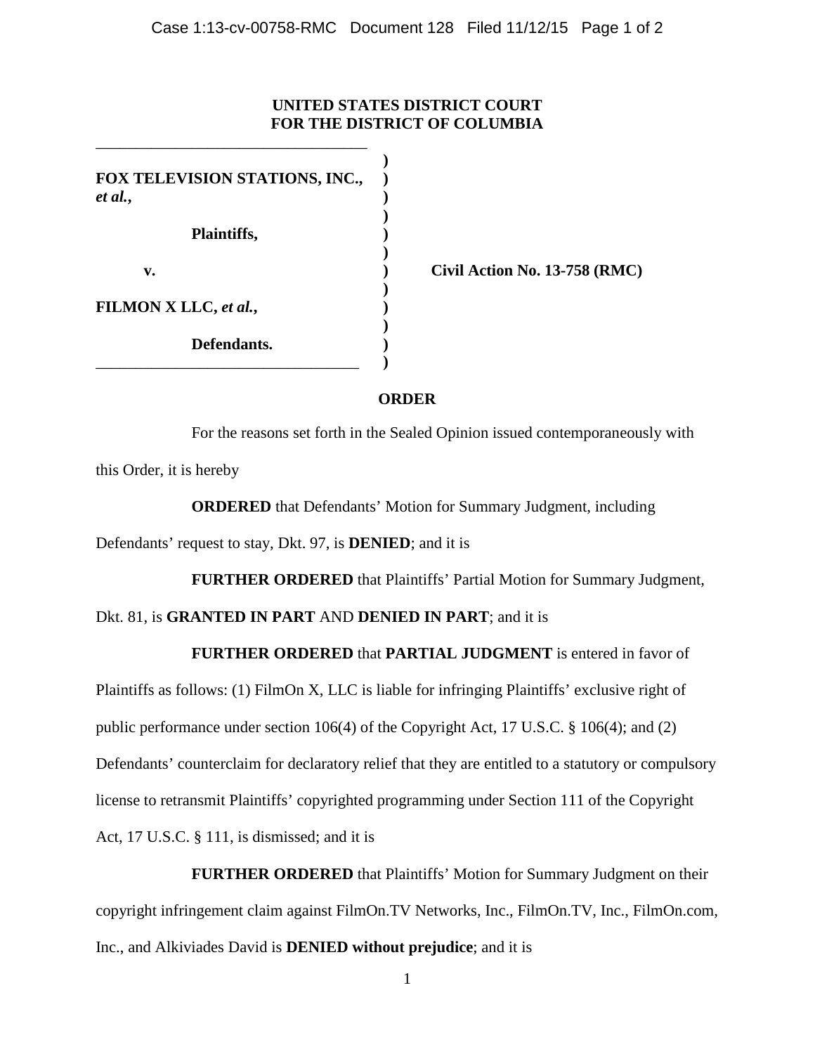# UNITED STATES DISTRICT COURT
# FOR THE DISTRICT OF COLUMBIA

**FOX TELEVISION STATIONS, INC.,** ***et al.*****,**

**Plaintiffs,**

**v.**

**FILMON X LLC,** ***et al.*****,**

**Defendants.**

**Civil Action No. 13-758 (RMC)**

## ORDER

For the reasons set forth in the Sealed Opinion issued contemporaneously with this Order, it is hereby

**ORDERED** that Defendants' Motion for Summary Judgment, including Defendants' request to stay, Dkt. 97, is **DENIED**; and it is

**FURTHER ORDERED** that Plaintiffs' Partial Motion for Summary Judgment, Dkt. 81, is **GRANTED IN PART** AND **DENIED IN PART**; and it is

**FURTHER ORDERED** that **PARTIAL JUDGMENT** is entered in favor of Plaintiffs as follows: (1) FilmOn X, LLC is liable for infringing Plaintiffs' exclusive right of public performance under section 106(4) of the Copyright Act, 17 U.S.C. § 106(4); and (2) Defendants' counterclaim for declaratory relief that they are entitled to a statutory or compulsory license to retransmit Plaintiffs' copyrighted programming under Section 111 of the Copyright Act, 17 U.S.C. § 111, is dismissed; and it is

**FURTHER ORDERED** that Plaintiffs' Motion for Summary Judgment on their copyright infringement claim against FilmOn.TV Networks, Inc., FilmOn.TV, Inc., FilmOn.com, Inc., and Alkiviades David is **DENIED without prejudice**; and it is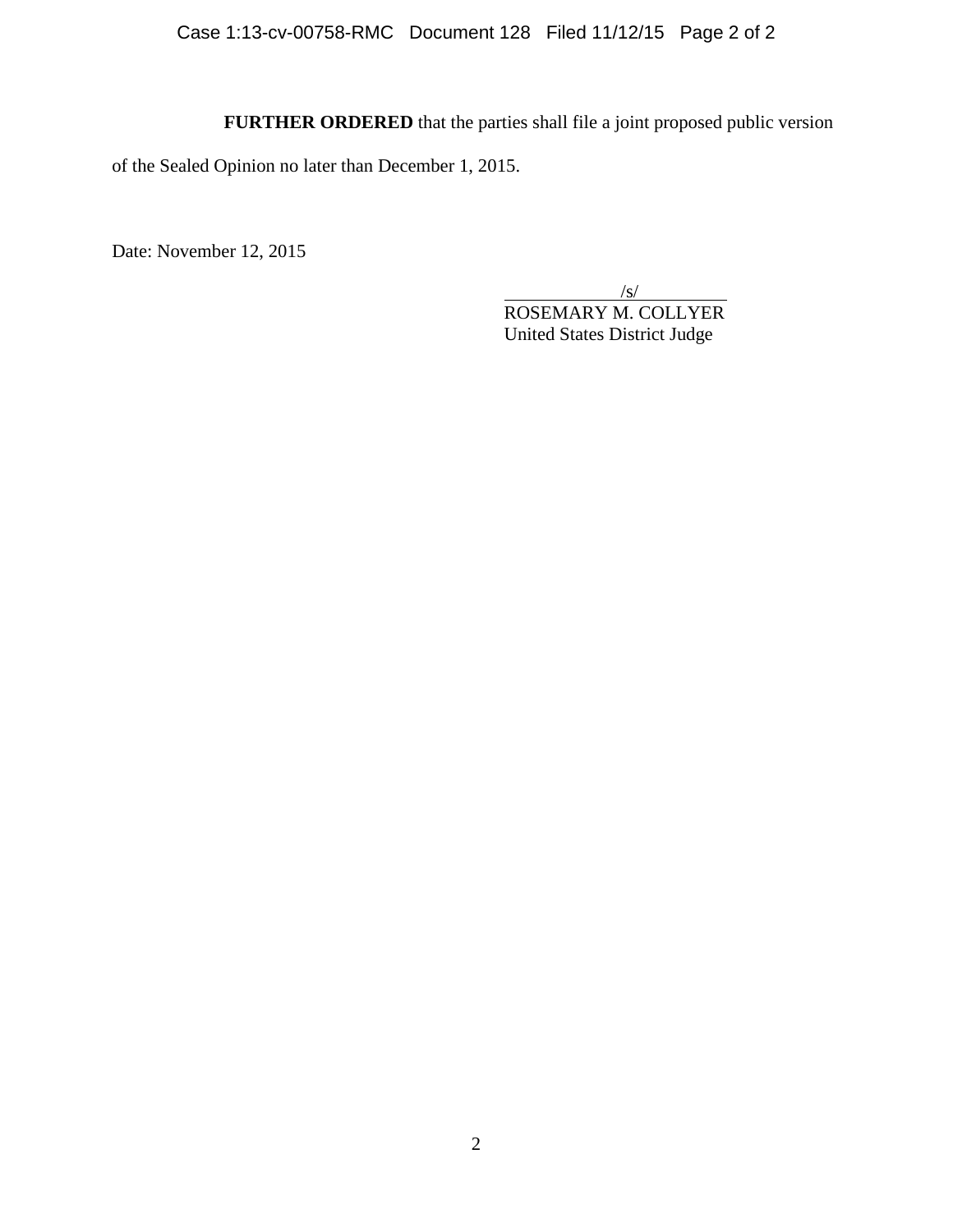**FURTHER ORDERED** that the parties shall file a joint proposed public version of the Sealed Opinion no later than December 1, 2015.

Date: November 12, 2015

/s/
ROSEMARY M. COLLYER
United States District Judge